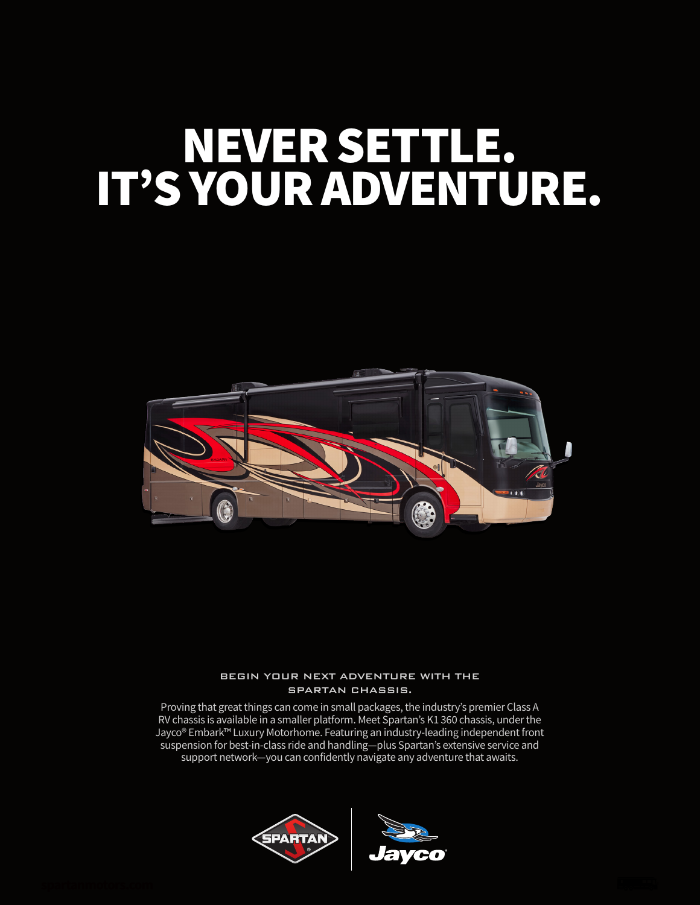# NEVER SETTLE.
# IT'S YOUR ADVENTURE.

BEGIN YOUR NEXT ADVENTURE WITH THE SPARTAN CHASSIS.

Proving that great things can come in small packages, the industry's premier Class A RV chassis is available in a smaller platform. Meet Spartan's K1 360 chassis, under the Jayco® Embark™ Luxury Motorhome. Featuring an industry-leading independent front suspension for best-in-class ride and handling—plus Spartan's extensive service and support network—you can confidently navigate any adventure that awaits.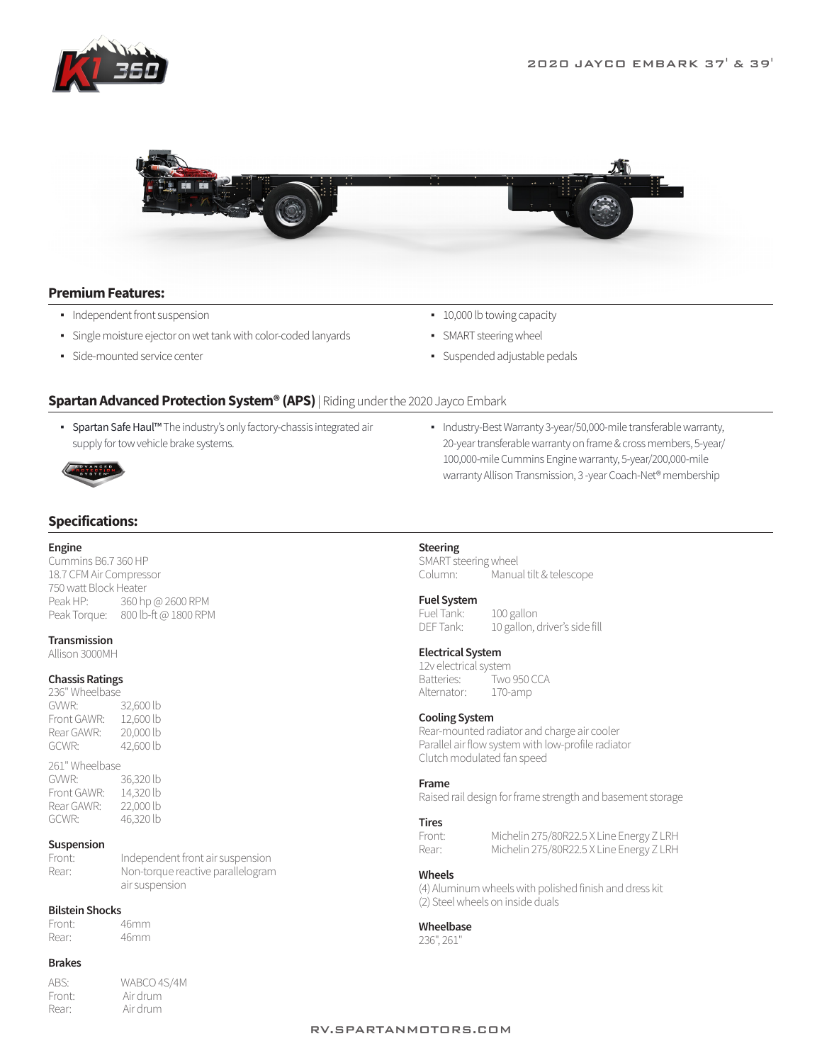# K1 360

2020 JAYCO EMBARK 37' & 39'

## Premium Features:

- Independent front suspension
- Single moisture ejector on wet tank with color-coded lanyards
- Side-mounted service center
- 10,000 lb towing capacity
- SMART steering wheel
- Suspended adjustable pedals

## Spartan Advanced Protection System® (APS) | Riding under the 2020 Jayco Embark

- Spartan Safe Haul™ The industry's only factory-chassis integrated air supply for tow vehicle brake systems.
- Industry-Best Warranty 3-year/50,000-mile transferable warranty, 20-year transferable warranty on frame & cross members, 5-year/100,000-mile Cummins Engine warranty, 5-year/200,000-mile warranty Allison Transmission, 3 -year Coach-Net® membership

## Specifications:

### Engine

Cummins B6.7 360 HP
18.7 CFM Air Compressor
750 watt Block Heater

| | |
|---|---|
| Peak HP: | 360 hp @ 2600 RPM |
| Peak Torque: | 800 lb-ft @ 1800 RPM |

### Transmission

Allison 3000MH

### Chassis Ratings

236" Wheelbase

| | |
|---|---|
| GVWR: | 32,600 lb |
| Front GAWR: | 12,600 lb |
| Rear GAWR: | 20,000 lb |
| GCWR: | 42,600 lb |

261" Wheelbase

| | |
|---|---|
| GVWR: | 36,320 lb |
| Front GAWR: | 14,320 lb |
| Rear GAWR: | 22,000 lb |
| GCWR: | 46,320 lb |

### Suspension

| | |
|---|---|
| Front: | Independent front air suspension |
| Rear: | Non-torque reactive parallelogram air suspension |

### Bilstein Shocks

| | |
|---|---|
| Front: | 46mm |
| Rear: | 46mm |

### Brakes

| | |
|---|---|
| ABS: | WABCO 4S/4M |
| Front: | Air drum |
| Rear: | Air drum |

### Steering

SMART steering wheel

| | |
|---|---|
| Column: | Manual tilt & telescope |

### Fuel System

| | |
|---|---|
| Fuel Tank: | 100 gallon |
| DEF Tank: | 10 gallon, driver's side fill |

### Electrical System

12v electrical system

| | |
|---|---|
| Batteries: | Two 950 CCA |
| Alternator: | 170-amp |

### Cooling System

Rear-mounted radiator and charge air cooler
Parallel air flow system with low-profile radiator
Clutch modulated fan speed

### Frame

Raised rail design for frame strength and basement storage

### Tires

| | |
|---|---|
| Front: | Michelin 275/80R22.5 X Line Energy Z LRH |
| Rear: | Michelin 275/80R22.5 X Line Energy Z LRH |

### Wheels

(4) Aluminum wheels with polished finish and dress kit
(2) Steel wheels on inside duals

### Wheelbase

236", 261"

RV.SPARTANMOTORS.COM